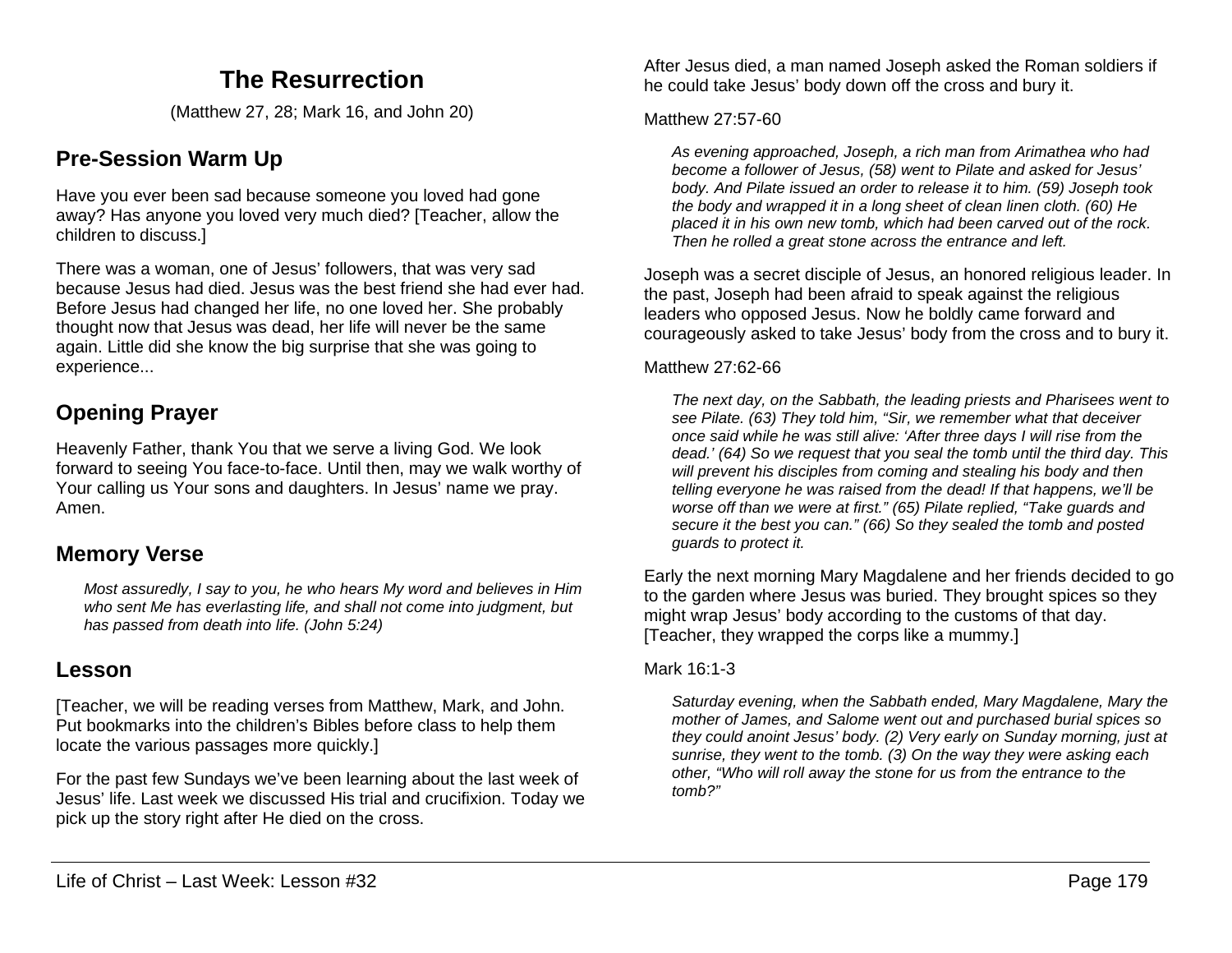# The Resurrection

(Matthew 27, 28; Mark 16, and John 20)

## Pre-Session Warm Up

Have you ever been sad because someone you loved had gone away? Has anyone you loved very much died? [Teacher, allow the children to discuss.]

There was a woman, one of Jesus' followers, that was very sad because Jesus had died. Jesus was the best friend she had ever had. Before Jesus had changed her life, no one loved her. She probably thought now that Jesus was dead, her life will never be the same again. Little did she know the big surprise that she was going to experience...

## Opening Prayer

Heavenly Father, thank You that we serve a living God. We look forward to seeing You face-to-face. Until then, may we walk worthy of Your calling us Your sons and daughters. In Jesus' name we pray. Amen.

## Memory Verse

> *Most assuredly, I say to you, he who hears My word and believes in Him who sent Me has everlasting life, and shall not come into judgment, but has passed from death into life. (John 5:24)*

## Lesson

[Teacher, we will be reading verses from Matthew, Mark, and John. Put bookmarks into the children's Bibles before class to help them locate the various passages more quickly.]

For the past few Sundays we've been learning about the last week of Jesus' life. Last week we discussed His trial and crucifixion. Today we pick up the story right after He died on the cross.

After Jesus died, a man named Joseph asked the Roman soldiers if he could take Jesus' body down off the cross and bury it.

Matthew 27:57-60

> *As evening approached, Joseph, a rich man from Arimathea who had become a follower of Jesus, (58) went to Pilate and asked for Jesus' body. And Pilate issued an order to release it to him. (59) Joseph took the body and wrapped it in a long sheet of clean linen cloth. (60) He placed it in his own new tomb, which had been carved out of the rock. Then he rolled a great stone across the entrance and left.*

Joseph was a secret disciple of Jesus, an honored religious leader. In the past, Joseph had been afraid to speak against the religious leaders who opposed Jesus. Now he boldly came forward and courageously asked to take Jesus' body from the cross and to bury it.

Matthew 27:62-66

> *The next day, on the Sabbath, the leading priests and Pharisees went to see Pilate. (63) They told him, "Sir, we remember what that deceiver once said while he was still alive: 'After three days I will rise from the dead.' (64) So we request that you seal the tomb until the third day. This will prevent his disciples from coming and stealing his body and then telling everyone he was raised from the dead! If that happens, we'll be worse off than we were at first." (65) Pilate replied, "Take guards and secure it the best you can." (66) So they sealed the tomb and posted guards to protect it.*

Early the next morning Mary Magdalene and her friends decided to go to the garden where Jesus was buried. They brought spices so they might wrap Jesus' body according to the customs of that day. [Teacher, they wrapped the corps like a mummy.]

Mark 16:1-3

> *Saturday evening, when the Sabbath ended, Mary Magdalene, Mary the mother of James, and Salome went out and purchased burial spices so they could anoint Jesus' body. (2) Very early on Sunday morning, just at sunrise, they went to the tomb. (3) On the way they were asking each other, "Who will roll away the stone for us from the entrance to the tomb?"*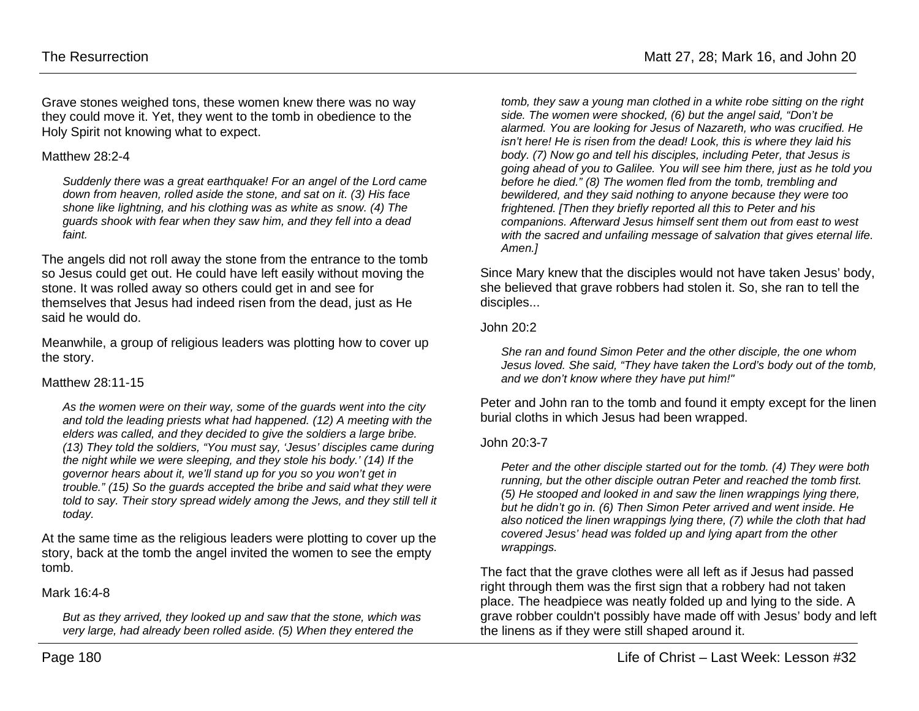Grave stones weighed tons, these women knew there was no way they could move it. Yet, they went to the tomb in obedience to the Holy Spirit not knowing what to expect.

Matthew 28:2-4

> *Suddenly there was a great earthquake! For an angel of the Lord came down from heaven, rolled aside the stone, and sat on it. (3) His face shone like lightning, and his clothing was as white as snow. (4) The guards shook with fear when they saw him, and they fell into a dead faint.*

The angels did not roll away the stone from the entrance to the tomb so Jesus could get out. He could have left easily without moving the stone. It was rolled away so others could get in and see for themselves that Jesus had indeed risen from the dead, just as He said he would do.

Meanwhile, a group of religious leaders was plotting how to cover up the story.

Matthew 28:11-15

> *As the women were on their way, some of the guards went into the city and told the leading priests what had happened. (12) A meeting with the elders was called, and they decided to give the soldiers a large bribe. (13) They told the soldiers, "You must say, 'Jesus' disciples came during the night while we were sleeping, and they stole his body.' (14) If the governor hears about it, we'll stand up for you so you won't get in trouble." (15) So the guards accepted the bribe and said what they were told to say. Their story spread widely among the Jews, and they still tell it today.*

At the same time as the religious leaders were plotting to cover up the story, back at the tomb the angel invited the women to see the empty tomb.

Mark 16:4-8

> *But as they arrived, they looked up and saw that the stone, which was very large, had already been rolled aside. (5) When they entered the tomb, they saw a young man clothed in a white robe sitting on the right side. The women were shocked, (6) but the angel said, "Don't be alarmed. You are looking for Jesus of Nazareth, who was crucified. He isn't here! He is risen from the dead! Look, this is where they laid his body. (7) Now go and tell his disciples, including Peter, that Jesus is going ahead of you to Galilee. You will see him there, just as he told you before he died." (8) The women fled from the tomb, trembling and bewildered, and they said nothing to anyone because they were too frightened. [Then they briefly reported all this to Peter and his companions. Afterward Jesus himself sent them out from east to west with the sacred and unfailing message of salvation that gives eternal life. Amen.]*

Since Mary knew that the disciples would not have taken Jesus' body, she believed that grave robbers had stolen it. So, she ran to tell the disciples...

John 20:2

> *She ran and found Simon Peter and the other disciple, the one whom Jesus loved. She said, "They have taken the Lord's body out of the tomb, and we don't know where they have put him!"*

Peter and John ran to the tomb and found it empty except for the linen burial cloths in which Jesus had been wrapped.

John 20:3-7

> *Peter and the other disciple started out for the tomb. (4) They were both running, but the other disciple outran Peter and reached the tomb first. (5) He stooped and looked in and saw the linen wrappings lying there, but he didn't go in. (6) Then Simon Peter arrived and went inside. He also noticed the linen wrappings lying there, (7) while the cloth that had covered Jesus' head was folded up and lying apart from the other wrappings.*

The fact that the grave clothes were all left as if Jesus had passed right through them was the first sign that a robbery had not taken place. The headpiece was neatly folded up and lying to the side. A grave robber couldn't possibly have made off with Jesus' body and left the linens as if they were still shaped around it.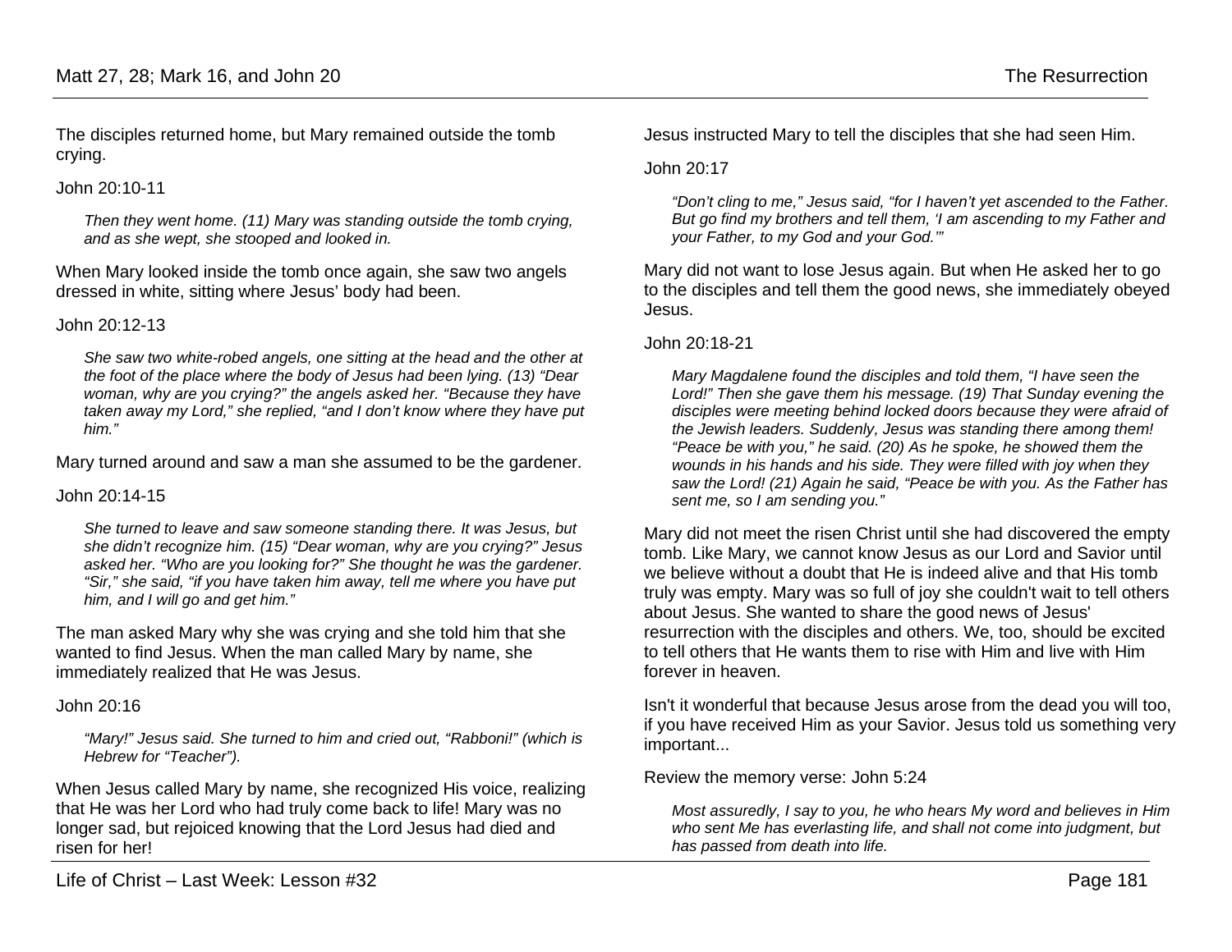The disciples returned home, but Mary remained outside the tomb crying.

John 20:10-11

> *Then they went home. (11) Mary was standing outside the tomb crying, and as she wept, she stooped and looked in.*

When Mary looked inside the tomb once again, she saw two angels dressed in white, sitting where Jesus' body had been.

John 20:12-13

> *She saw two white-robed angels, one sitting at the head and the other at the foot of the place where the body of Jesus had been lying. (13) "Dear woman, why are you crying?" the angels asked her. "Because they have taken away my Lord," she replied, "and I don't know where they have put him."*

Mary turned around and saw a man she assumed to be the gardener.

John 20:14-15

> *She turned to leave and saw someone standing there. It was Jesus, but she didn't recognize him. (15) "Dear woman, why are you crying?" Jesus asked her. "Who are you looking for?" She thought he was the gardener. "Sir," she said, "if you have taken him away, tell me where you have put him, and I will go and get him."*

The man asked Mary why she was crying and she told him that she wanted to find Jesus. When the man called Mary by name, she immediately realized that He was Jesus.

John 20:16

> *"Mary!" Jesus said. She turned to him and cried out, "Rabboni!" (which is Hebrew for "Teacher").*

When Jesus called Mary by name, she recognized His voice, realizing that He was her Lord who had truly come back to life! Mary was no longer sad, but rejoiced knowing that the Lord Jesus had died and risen for her!

Jesus instructed Mary to tell the disciples that she had seen Him.

John 20:17

> *"Don't cling to me," Jesus said, "for I haven't yet ascended to the Father. But go find my brothers and tell them, 'I am ascending to my Father and your Father, to my God and your God.'"*

Mary did not want to lose Jesus again. But when He asked her to go to the disciples and tell them the good news, she immediately obeyed Jesus.

John 20:18-21

> *Mary Magdalene found the disciples and told them, "I have seen the Lord!" Then she gave them his message. (19) That Sunday evening the disciples were meeting behind locked doors because they were afraid of the Jewish leaders. Suddenly, Jesus was standing there among them! "Peace be with you," he said. (20) As he spoke, he showed them the wounds in his hands and his side. They were filled with joy when they saw the Lord! (21) Again he said, "Peace be with you. As the Father has sent me, so I am sending you."*

Mary did not meet the risen Christ until she had discovered the empty tomb. Like Mary, we cannot know Jesus as our Lord and Savior until we believe without a doubt that He is indeed alive and that His tomb truly was empty. Mary was so full of joy she couldn't wait to tell others about Jesus. She wanted to share the good news of Jesus' resurrection with the disciples and others. We, too, should be excited to tell others that He wants them to rise with Him and live with Him forever in heaven.

Isn't it wonderful that because Jesus arose from the dead you will too, if you have received Him as your Savior. Jesus told us something very important...

Review the memory verse: John 5:24

> *Most assuredly, I say to you, he who hears My word and believes in Him who sent Me has everlasting life, and shall not come into judgment, but has passed from death into life.*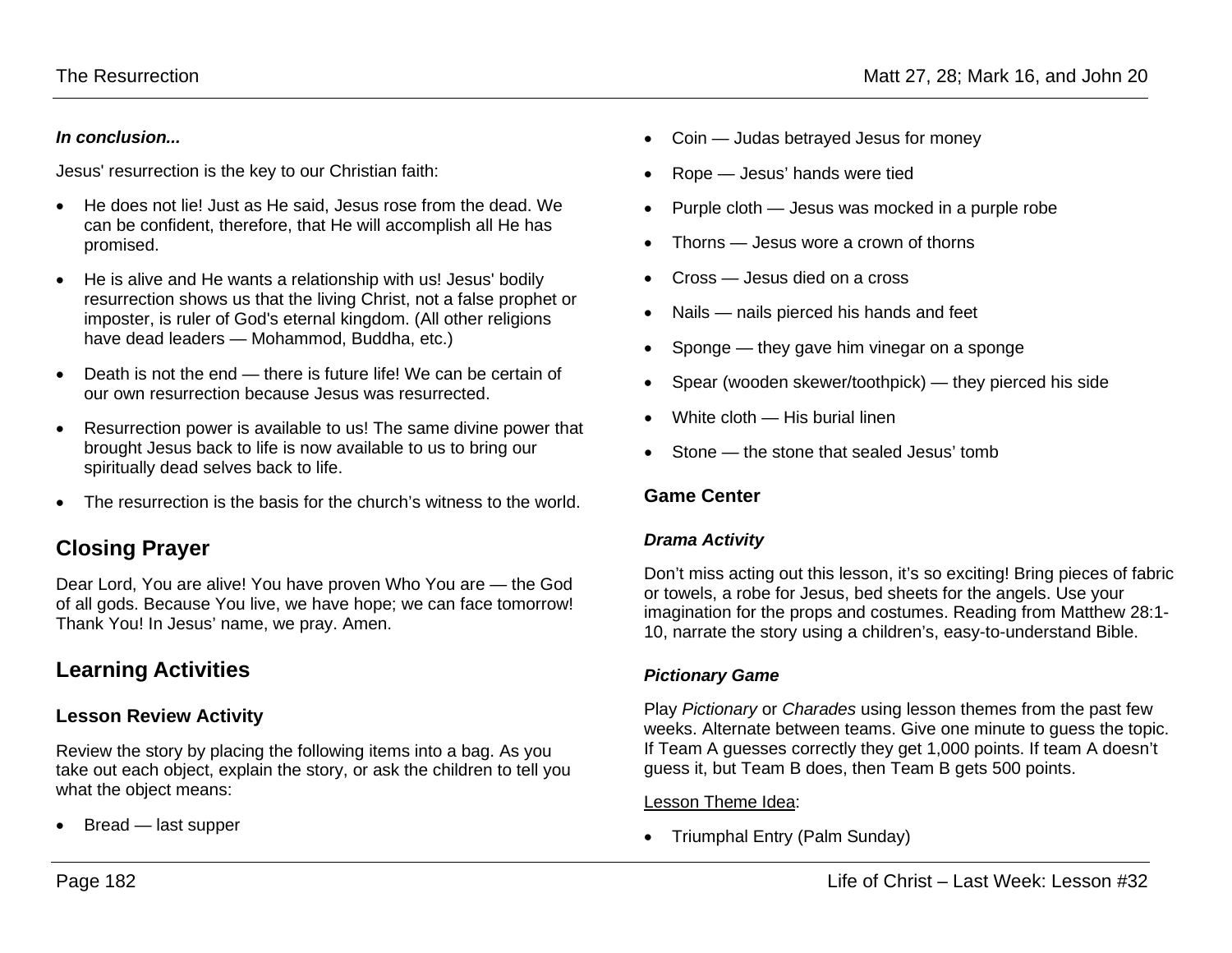***In conclusion...***

Jesus' resurrection is the key to our Christian faith:

- He does not lie! Just as He said, Jesus rose from the dead. We can be confident, therefore, that He will accomplish all He has promised.
- He is alive and He wants a relationship with us! Jesus' bodily resurrection shows us that the living Christ, not a false prophet or imposter, is ruler of God's eternal kingdom. (All other religions have dead leaders — Mohammod, Buddha, etc.)
- Death is not the end — there is future life! We can be certain of our own resurrection because Jesus was resurrected.
- Resurrection power is available to us! The same divine power that brought Jesus back to life is now available to us to bring our spiritually dead selves back to life.
- The resurrection is the basis for the church's witness to the world.

## Closing Prayer

Dear Lord, You are alive! You have proven Who You are — the God of all gods. Because You live, we have hope; we can face tomorrow! Thank You! In Jesus' name, we pray. Amen.

## Learning Activities

### Lesson Review Activity

Review the story by placing the following items into a bag. As you take out each object, explain the story, or ask the children to tell you what the object means:

- Bread — last supper
- Coin — Judas betrayed Jesus for money
- Rope — Jesus' hands were tied
- Purple cloth — Jesus was mocked in a purple robe
- Thorns — Jesus wore a crown of thorns
- Cross — Jesus died on a cross
- Nails — nails pierced his hands and feet
- Sponge — they gave him vinegar on a sponge
- Spear (wooden skewer/toothpick) — they pierced his side
- White cloth — His burial linen
- Stone — the stone that sealed Jesus' tomb

### Game Center

***Drama Activity***

Don't miss acting out this lesson, it's so exciting! Bring pieces of fabric or towels, a robe for Jesus, bed sheets for the angels. Use your imagination for the props and costumes. Reading from Matthew 28:1-10, narrate the story using a children's, easy-to-understand Bible.

***Pictionary Game***

Play *Pictionary* or *Charades* using lesson themes from the past few weeks. Alternate between teams. Give one minute to guess the topic. If Team A guesses correctly they get 1,000 points. If team A doesn't guess it, but Team B does, then Team B gets 500 points.

Lesson Theme Idea:

- Triumphal Entry (Palm Sunday)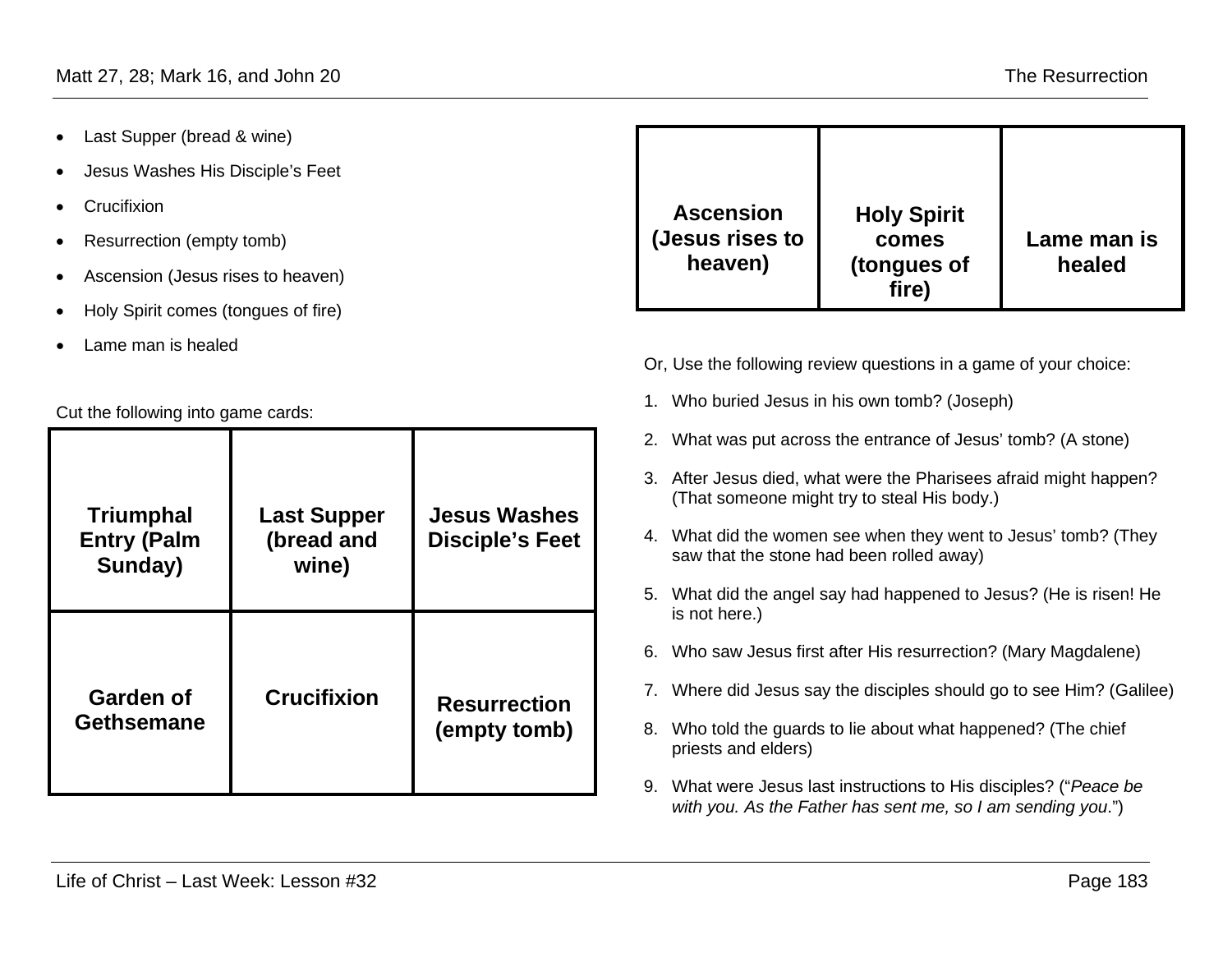- Last Supper (bread & wine)
- Jesus Washes His Disciple's Feet
- Crucifixion
- Resurrection (empty tomb)
- Ascension (Jesus rises to heaven)
- Holy Spirit comes (tongues of fire)
- Lame man is healed

Cut the following into game cards:

| | | |
|---|---|---|
| **Triumphal Entry (Palm Sunday)** | **Last Supper (bread and wine)** | **Jesus Washes Disciple's Feet** |
| **Garden of Gethsemane** | **Crucifixion** | **Resurrection (empty tomb)** |

| | | |
|---|---|---|
| **Ascension (Jesus rises to heaven)** | **Holy Spirit comes (tongues of fire)** | **Lame man is healed** |

Or, Use the following review questions in a game of your choice:

1. Who buried Jesus in his own tomb? (Joseph)
2. What was put across the entrance of Jesus' tomb? (A stone)
3. After Jesus died, what were the Pharisees afraid might happen? (That someone might try to steal His body.)
4. What did the women see when they went to Jesus' tomb? (They saw that the stone had been rolled away)
5. What did the angel say had happened to Jesus? (He is risen! He is not here.)
6. Who saw Jesus first after His resurrection? (Mary Magdalene)
7. Where did Jesus say the disciples should go to see Him? (Galilee)
8. Who told the guards to lie about what happened? (The chief priests and elders)
9. What were Jesus last instructions to His disciples? ("*Peace be with you. As the Father has sent me, so I am sending you*.")